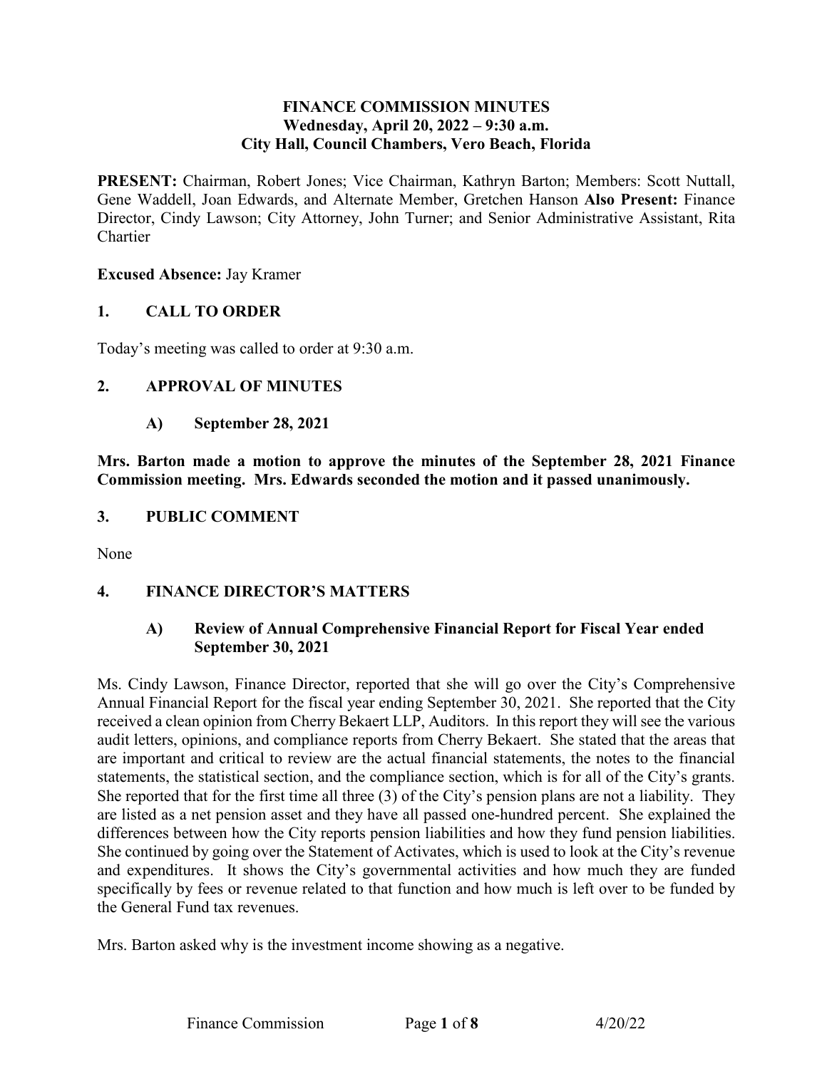**FINANCE COMMISSION MINUTES**
**Wednesday, April 20, 2022 – 9:30 a.m.**
**City Hall, Council Chambers, Vero Beach, Florida**

**PRESENT:** Chairman, Robert Jones; Vice Chairman, Kathryn Barton; Members: Scott Nuttall, Gene Waddell, Joan Edwards, and Alternate Member, Gretchen Hanson **Also Present:** Finance Director, Cindy Lawson; City Attorney, John Turner; and Senior Administrative Assistant, Rita Chartier

**Excused Absence:** Jay Kramer

## 1. CALL TO ORDER

Today's meeting was called to order at 9:30 a.m.

## 2. APPROVAL OF MINUTES

### A) September 28, 2021

**Mrs. Barton made a motion to approve the minutes of the September 28, 2021 Finance Commission meeting. Mrs. Edwards seconded the motion and it passed unanimously.**

## 3. PUBLIC COMMENT

None

## 4. FINANCE DIRECTOR'S MATTERS

### A) Review of Annual Comprehensive Financial Report for Fiscal Year ended September 30, 2021

Ms. Cindy Lawson, Finance Director, reported that she will go over the City's Comprehensive Annual Financial Report for the fiscal year ending September 30, 2021. She reported that the City received a clean opinion from Cherry Bekaert LLP, Auditors. In this report they will see the various audit letters, opinions, and compliance reports from Cherry Bekaert. She stated that the areas that are important and critical to review are the actual financial statements, the notes to the financial statements, the statistical section, and the compliance section, which is for all of the City's grants. She reported that for the first time all three (3) of the City's pension plans are not a liability. They are listed as a net pension asset and they have all passed one-hundred percent. She explained the differences between how the City reports pension liabilities and how they fund pension liabilities. She continued by going over the Statement of Activates, which is used to look at the City's revenue and expenditures. It shows the City's governmental activities and how much they are funded specifically by fees or revenue related to that function and how much is left over to be funded by the General Fund tax revenues.

Mrs. Barton asked why is the investment income showing as a negative.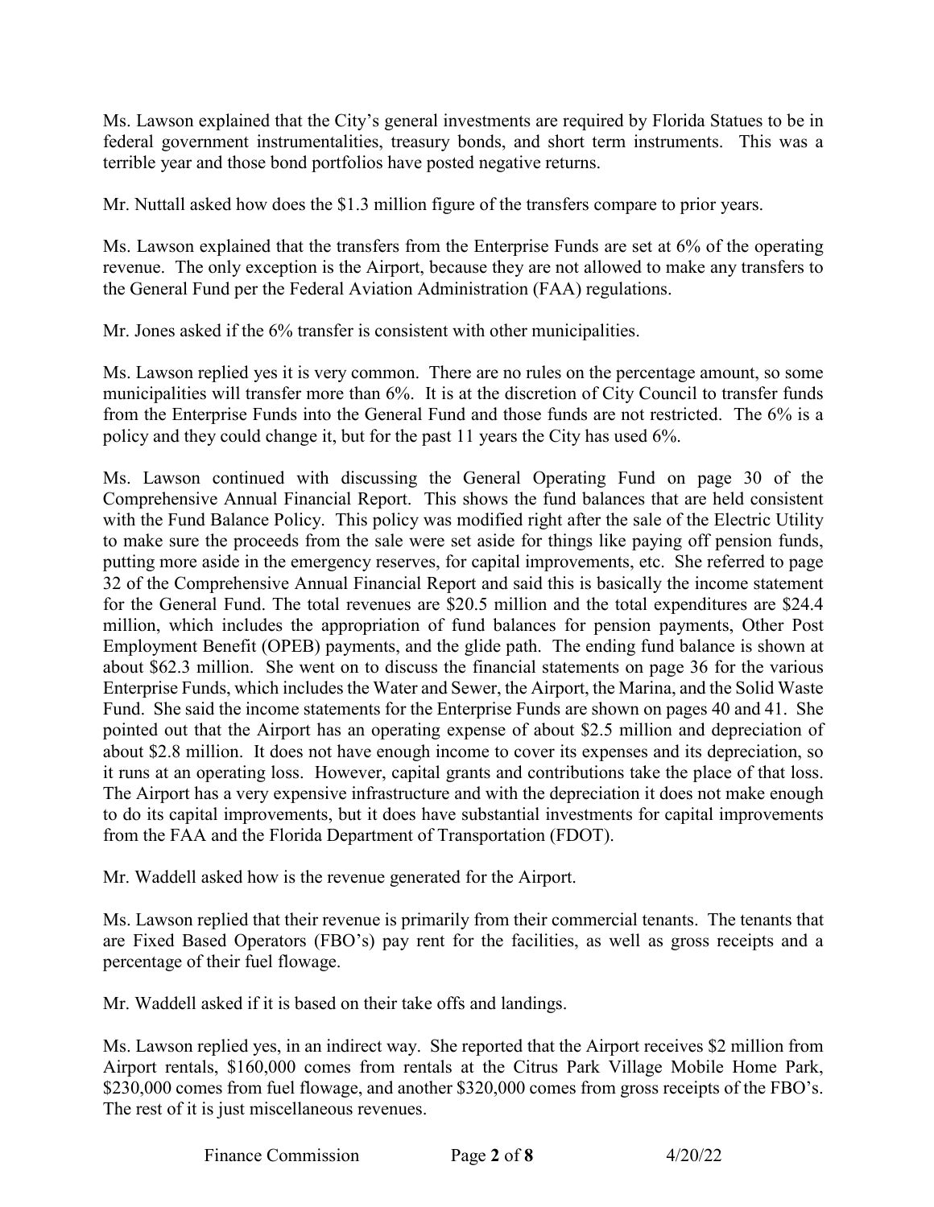Ms. Lawson explained that the City's general investments are required by Florida Statues to be in federal government instrumentalities, treasury bonds, and short term instruments. This was a terrible year and those bond portfolios have posted negative returns.

Mr. Nuttall asked how does the $1.3 million figure of the transfers compare to prior years.

Ms. Lawson explained that the transfers from the Enterprise Funds are set at 6% of the operating revenue. The only exception is the Airport, because they are not allowed to make any transfers to the General Fund per the Federal Aviation Administration (FAA) regulations.

Mr. Jones asked if the 6% transfer is consistent with other municipalities.

Ms. Lawson replied yes it is very common. There are no rules on the percentage amount, so some municipalities will transfer more than 6%. It is at the discretion of City Council to transfer funds from the Enterprise Funds into the General Fund and those funds are not restricted. The 6% is a policy and they could change it, but for the past 11 years the City has used 6%.

Ms. Lawson continued with discussing the General Operating Fund on page 30 of the Comprehensive Annual Financial Report. This shows the fund balances that are held consistent with the Fund Balance Policy. This policy was modified right after the sale of the Electric Utility to make sure the proceeds from the sale were set aside for things like paying off pension funds, putting more aside in the emergency reserves, for capital improvements, etc. She referred to page 32 of the Comprehensive Annual Financial Report and said this is basically the income statement for the General Fund. The total revenues are $20.5 million and the total expenditures are $24.4 million, which includes the appropriation of fund balances for pension payments, Other Post Employment Benefit (OPEB) payments, and the glide path. The ending fund balance is shown at about $62.3 million. She went on to discuss the financial statements on page 36 for the various Enterprise Funds, which includes the Water and Sewer, the Airport, the Marina, and the Solid Waste Fund. She said the income statements for the Enterprise Funds are shown on pages 40 and 41. She pointed out that the Airport has an operating expense of about $2.5 million and depreciation of about $2.8 million. It does not have enough income to cover its expenses and its depreciation, so it runs at an operating loss. However, capital grants and contributions take the place of that loss. The Airport has a very expensive infrastructure and with the depreciation it does not make enough to do its capital improvements, but it does have substantial investments for capital improvements from the FAA and the Florida Department of Transportation (FDOT).

Mr. Waddell asked how is the revenue generated for the Airport.

Ms. Lawson replied that their revenue is primarily from their commercial tenants. The tenants that are Fixed Based Operators (FBO's) pay rent for the facilities, as well as gross receipts and a percentage of their fuel flowage.

Mr. Waddell asked if it is based on their take offs and landings.

Ms. Lawson replied yes, in an indirect way. She reported that the Airport receives $2 million from Airport rentals, $160,000 comes from rentals at the Citrus Park Village Mobile Home Park, $230,000 comes from fuel flowage, and another $320,000 comes from gross receipts of the FBO's. The rest of it is just miscellaneous revenues.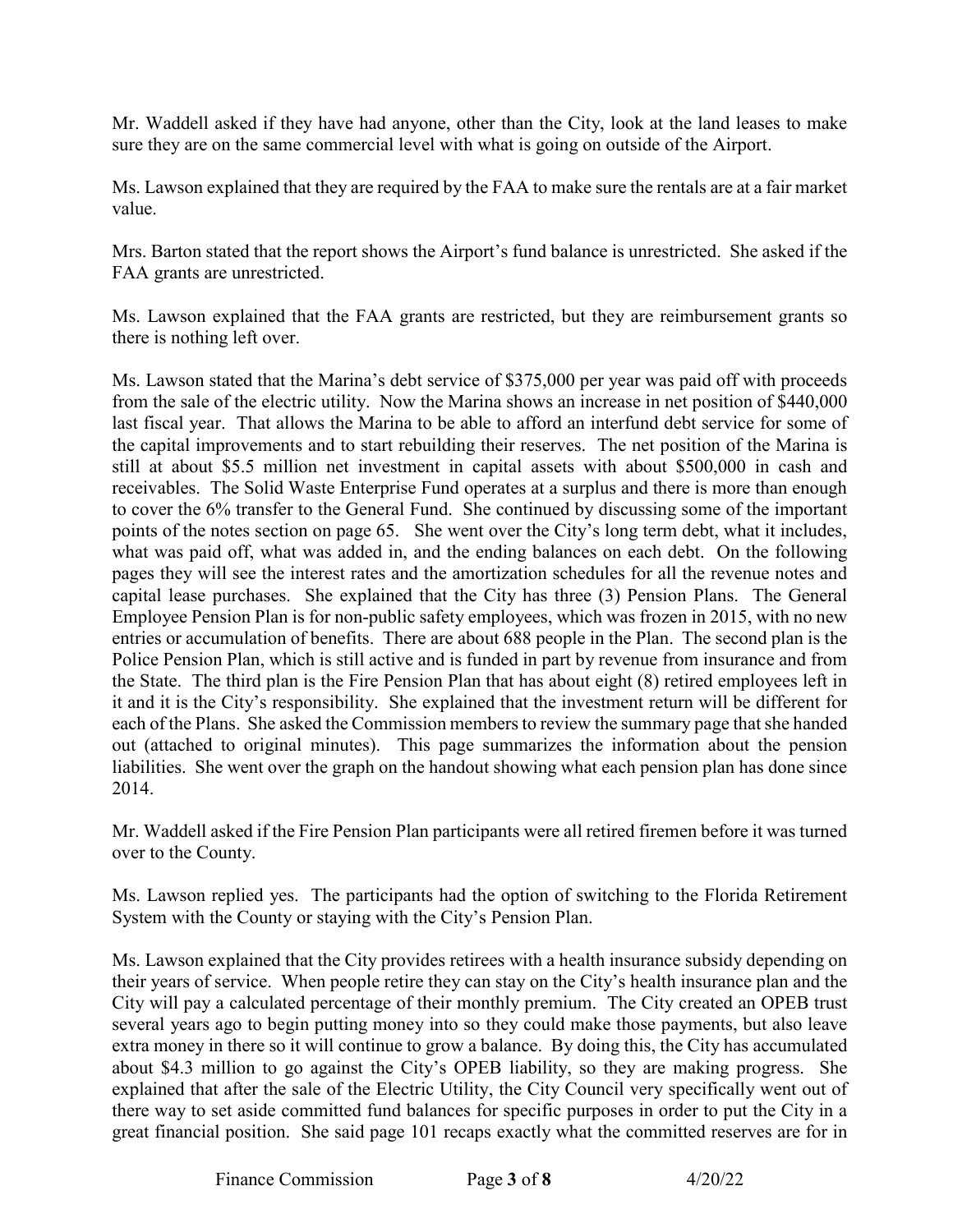Mr. Waddell asked if they have had anyone, other than the City, look at the land leases to make sure they are on the same commercial level with what is going on outside of the Airport.

Ms. Lawson explained that they are required by the FAA to make sure the rentals are at a fair market value.

Mrs. Barton stated that the report shows the Airport's fund balance is unrestricted. She asked if the FAA grants are unrestricted.

Ms. Lawson explained that the FAA grants are restricted, but they are reimbursement grants so there is nothing left over.

Ms. Lawson stated that the Marina's debt service of $375,000 per year was paid off with proceeds from the sale of the electric utility. Now the Marina shows an increase in net position of $440,000 last fiscal year. That allows the Marina to be able to afford an interfund debt service for some of the capital improvements and to start rebuilding their reserves. The net position of the Marina is still at about $5.5 million net investment in capital assets with about $500,000 in cash and receivables. The Solid Waste Enterprise Fund operates at a surplus and there is more than enough to cover the 6% transfer to the General Fund. She continued by discussing some of the important points of the notes section on page 65. She went over the City's long term debt, what it includes, what was paid off, what was added in, and the ending balances on each debt. On the following pages they will see the interest rates and the amortization schedules for all the revenue notes and capital lease purchases. She explained that the City has three (3) Pension Plans. The General Employee Pension Plan is for non-public safety employees, which was frozen in 2015, with no new entries or accumulation of benefits. There are about 688 people in the Plan. The second plan is the Police Pension Plan, which is still active and is funded in part by revenue from insurance and from the State. The third plan is the Fire Pension Plan that has about eight (8) retired employees left in it and it is the City's responsibility. She explained that the investment return will be different for each of the Plans. She asked the Commission members to review the summary page that she handed out (attached to original minutes). This page summarizes the information about the pension liabilities. She went over the graph on the handout showing what each pension plan has done since 2014.

Mr. Waddell asked if the Fire Pension Plan participants were all retired firemen before it was turned over to the County.

Ms. Lawson replied yes. The participants had the option of switching to the Florida Retirement System with the County or staying with the City's Pension Plan.

Ms. Lawson explained that the City provides retirees with a health insurance subsidy depending on their years of service. When people retire they can stay on the City's health insurance plan and the City will pay a calculated percentage of their monthly premium. The City created an OPEB trust several years ago to begin putting money into so they could make those payments, but also leave extra money in there so it will continue to grow a balance. By doing this, the City has accumulated about $4.3 million to go against the City's OPEB liability, so they are making progress. She explained that after the sale of the Electric Utility, the City Council very specifically went out of there way to set aside committed fund balances for specific purposes in order to put the City in a great financial position. She said page 101 recaps exactly what the committed reserves are for in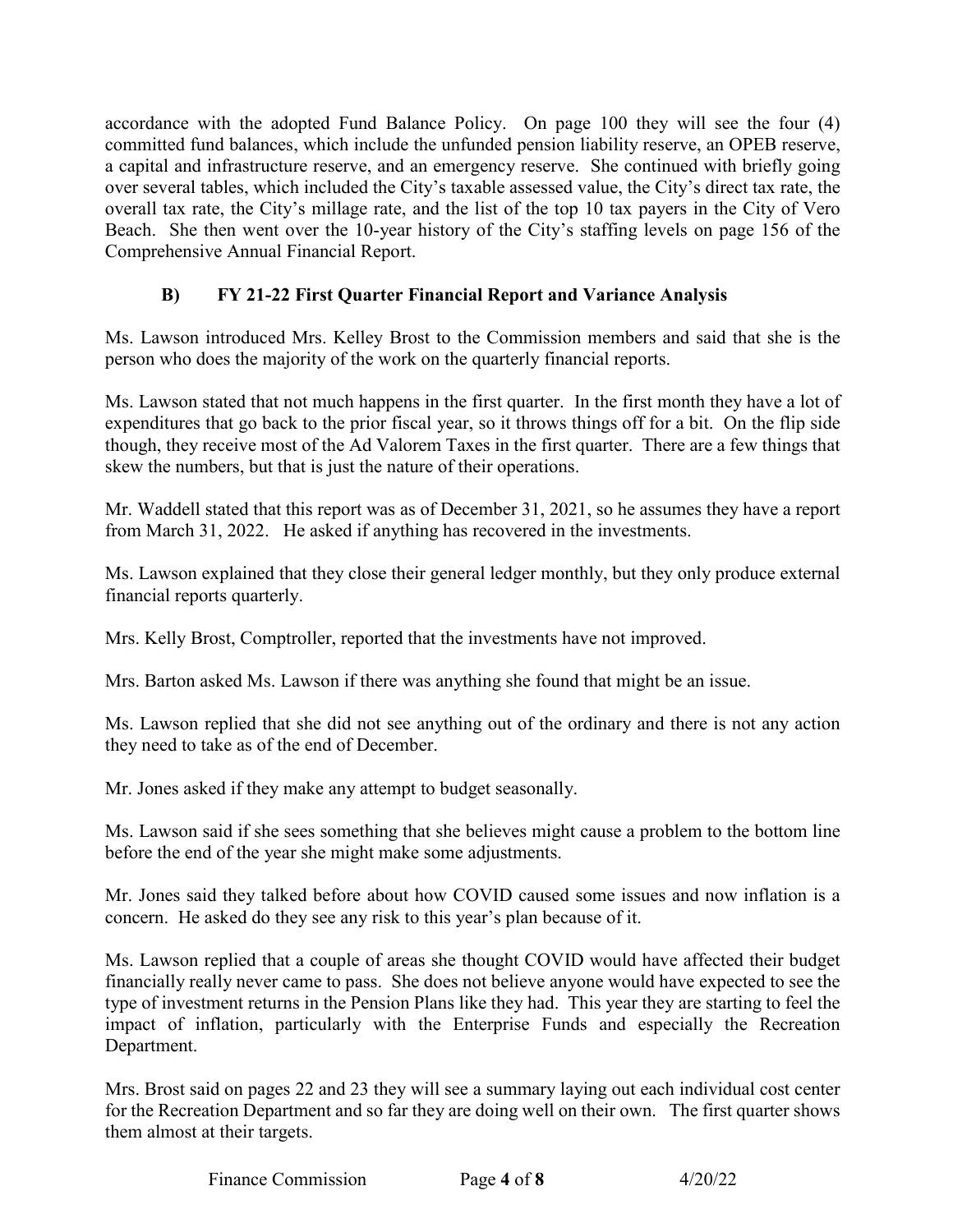accordance with the adopted Fund Balance Policy. On page 100 they will see the four (4) committed fund balances, which include the unfunded pension liability reserve, an OPEB reserve, a capital and infrastructure reserve, and an emergency reserve. She continued with briefly going over several tables, which included the City's taxable assessed value, the City's direct tax rate, the overall tax rate, the City's millage rate, and the list of the top 10 tax payers in the City of Vero Beach. She then went over the 10-year history of the City's staffing levels on page 156 of the Comprehensive Annual Financial Report.

### B) FY 21-22 First Quarter Financial Report and Variance Analysis

Ms. Lawson introduced Mrs. Kelley Brost to the Commission members and said that she is the person who does the majority of the work on the quarterly financial reports.

Ms. Lawson stated that not much happens in the first quarter. In the first month they have a lot of expenditures that go back to the prior fiscal year, so it throws things off for a bit. On the flip side though, they receive most of the Ad Valorem Taxes in the first quarter. There are a few things that skew the numbers, but that is just the nature of their operations.

Mr. Waddell stated that this report was as of December 31, 2021, so he assumes they have a report from March 31, 2022. He asked if anything has recovered in the investments.

Ms. Lawson explained that they close their general ledger monthly, but they only produce external financial reports quarterly.

Mrs. Kelly Brost, Comptroller, reported that the investments have not improved.

Mrs. Barton asked Ms. Lawson if there was anything she found that might be an issue.

Ms. Lawson replied that she did not see anything out of the ordinary and there is not any action they need to take as of the end of December.

Mr. Jones asked if they make any attempt to budget seasonally.

Ms. Lawson said if she sees something that she believes might cause a problem to the bottom line before the end of the year she might make some adjustments.

Mr. Jones said they talked before about how COVID caused some issues and now inflation is a concern. He asked do they see any risk to this year's plan because of it.

Ms. Lawson replied that a couple of areas she thought COVID would have affected their budget financially really never came to pass. She does not believe anyone would have expected to see the type of investment returns in the Pension Plans like they had. This year they are starting to feel the impact of inflation, particularly with the Enterprise Funds and especially the Recreation Department.

Mrs. Brost said on pages 22 and 23 they will see a summary laying out each individual cost center for the Recreation Department and so far they are doing well on their own. The first quarter shows them almost at their targets.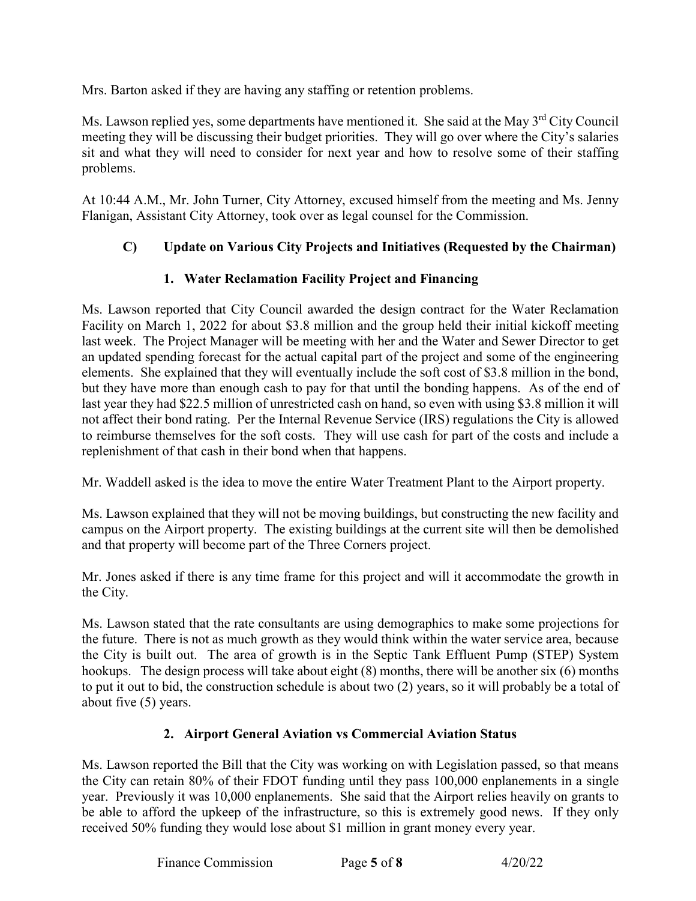Mrs. Barton asked if they are having any staffing or retention problems.

Ms. Lawson replied yes, some departments have mentioned it. She said at the May 3rd City Council meeting they will be discussing their budget priorities. They will go over where the City's salaries sit and what they will need to consider for next year and how to resolve some of their staffing problems.

At 10:44 A.M., Mr. John Turner, City Attorney, excused himself from the meeting and Ms. Jenny Flanigan, Assistant City Attorney, took over as legal counsel for the Commission.

### C) Update on Various City Projects and Initiatives (Requested by the Chairman)

#### 1. Water Reclamation Facility Project and Financing

Ms. Lawson reported that City Council awarded the design contract for the Water Reclamation Facility on March 1, 2022 for about $3.8 million and the group held their initial kickoff meeting last week. The Project Manager will be meeting with her and the Water and Sewer Director to get an updated spending forecast for the actual capital part of the project and some of the engineering elements. She explained that they will eventually include the soft cost of $3.8 million in the bond, but they have more than enough cash to pay for that until the bonding happens. As of the end of last year they had $22.5 million of unrestricted cash on hand, so even with using $3.8 million it will not affect their bond rating. Per the Internal Revenue Service (IRS) regulations the City is allowed to reimburse themselves for the soft costs. They will use cash for part of the costs and include a replenishment of that cash in their bond when that happens.

Mr. Waddell asked is the idea to move the entire Water Treatment Plant to the Airport property.

Ms. Lawson explained that they will not be moving buildings, but constructing the new facility and campus on the Airport property. The existing buildings at the current site will then be demolished and that property will become part of the Three Corners project.

Mr. Jones asked if there is any time frame for this project and will it accommodate the growth in the City.

Ms. Lawson stated that the rate consultants are using demographics to make some projections for the future. There is not as much growth as they would think within the water service area, because the City is built out. The area of growth is in the Septic Tank Effluent Pump (STEP) System hookups. The design process will take about eight (8) months, there will be another six (6) months to put it out to bid, the construction schedule is about two (2) years, so it will probably be a total of about five (5) years.

#### 2. Airport General Aviation vs Commercial Aviation Status

Ms. Lawson reported the Bill that the City was working on with Legislation passed, so that means the City can retain 80% of their FDOT funding until they pass 100,000 enplanements in a single year. Previously it was 10,000 enplanements. She said that the Airport relies heavily on grants to be able to afford the upkeep of the infrastructure, so this is extremely good news. If they only received 50% funding they would lose about $1 million in grant money every year.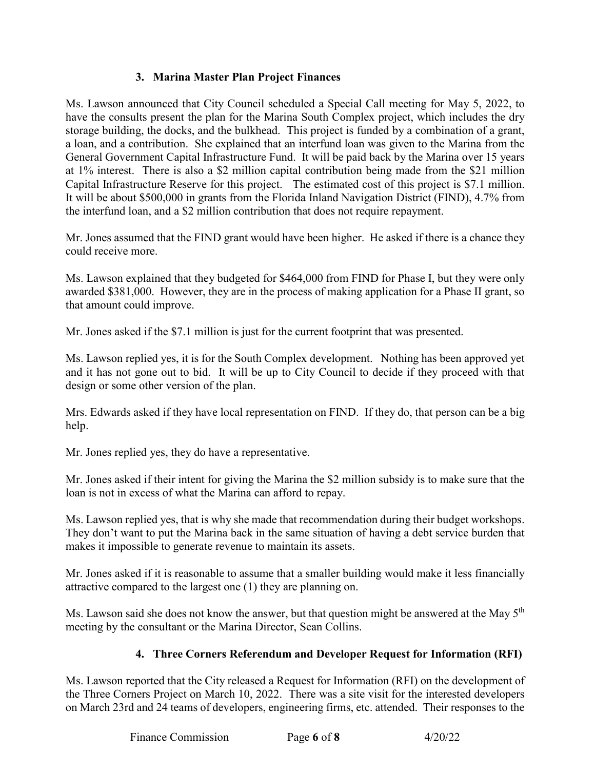### 3. Marina Master Plan Project Finances

Ms. Lawson announced that City Council scheduled a Special Call meeting for May 5, 2022, to have the consults present the plan for the Marina South Complex project, which includes the dry storage building, the docks, and the bulkhead. This project is funded by a combination of a grant, a loan, and a contribution. She explained that an interfund loan was given to the Marina from the General Government Capital Infrastructure Fund. It will be paid back by the Marina over 15 years at 1% interest. There is also a \$2 million capital contribution being made from the \$21 million Capital Infrastructure Reserve for this project. The estimated cost of this project is \$7.1 million. It will be about \$500,000 in grants from the Florida Inland Navigation District (FIND), 4.7% from the interfund loan, and a \$2 million contribution that does not require repayment.

Mr. Jones assumed that the FIND grant would have been higher. He asked if there is a chance they could receive more.

Ms. Lawson explained that they budgeted for \$464,000 from FIND for Phase I, but they were only awarded \$381,000. However, they are in the process of making application for a Phase II grant, so that amount could improve.

Mr. Jones asked if the \$7.1 million is just for the current footprint that was presented.

Ms. Lawson replied yes, it is for the South Complex development. Nothing has been approved yet and it has not gone out to bid. It will be up to City Council to decide if they proceed with that design or some other version of the plan.

Mrs. Edwards asked if they have local representation on FIND. If they do, that person can be a big help.

Mr. Jones replied yes, they do have a representative.

Mr. Jones asked if their intent for giving the Marina the \$2 million subsidy is to make sure that the loan is not in excess of what the Marina can afford to repay.

Ms. Lawson replied yes, that is why she made that recommendation during their budget workshops. They don't want to put the Marina back in the same situation of having a debt service burden that makes it impossible to generate revenue to maintain its assets.

Mr. Jones asked if it is reasonable to assume that a smaller building would make it less financially attractive compared to the largest one (1) they are planning on.

Ms. Lawson said she does not know the answer, but that question might be answered at the May 5th meeting by the consultant or the Marina Director, Sean Collins.

### 4. Three Corners Referendum and Developer Request for Information (RFI)

Ms. Lawson reported that the City released a Request for Information (RFI) on the development of the Three Corners Project on March 10, 2022. There was a site visit for the interested developers on March 23rd and 24 teams of developers, engineering firms, etc. attended. Their responses to the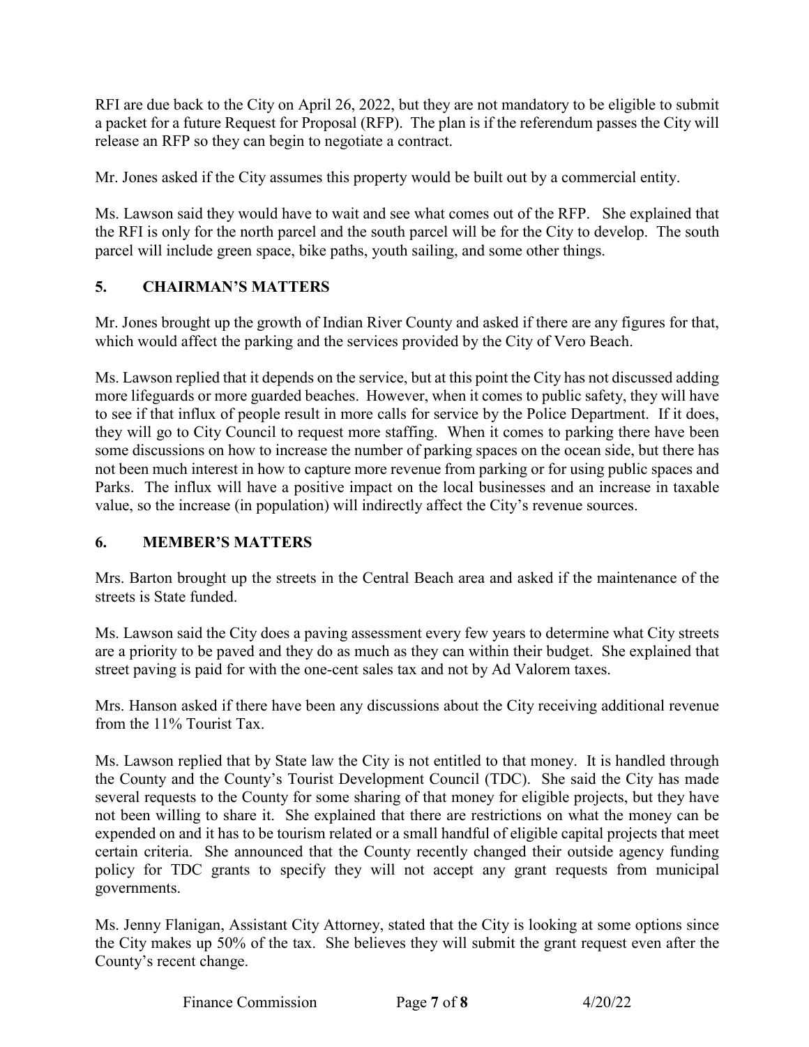RFI are due back to the City on April 26, 2022, but they are not mandatory to be eligible to submit a packet for a future Request for Proposal (RFP). The plan is if the referendum passes the City will release an RFP so they can begin to negotiate a contract.

Mr. Jones asked if the City assumes this property would be built out by a commercial entity.

Ms. Lawson said they would have to wait and see what comes out of the RFP. She explained that the RFI is only for the north parcel and the south parcel will be for the City to develop. The south parcel will include green space, bike paths, youth sailing, and some other things.

## 5. CHAIRMAN'S MATTERS

Mr. Jones brought up the growth of Indian River County and asked if there are any figures for that, which would affect the parking and the services provided by the City of Vero Beach.

Ms. Lawson replied that it depends on the service, but at this point the City has not discussed adding more lifeguards or more guarded beaches. However, when it comes to public safety, they will have to see if that influx of people result in more calls for service by the Police Department. If it does, they will go to City Council to request more staffing. When it comes to parking there have been some discussions on how to increase the number of parking spaces on the ocean side, but there has not been much interest in how to capture more revenue from parking or for using public spaces and Parks. The influx will have a positive impact on the local businesses and an increase in taxable value, so the increase (in population) will indirectly affect the City's revenue sources.

## 6. MEMBER'S MATTERS

Mrs. Barton brought up the streets in the Central Beach area and asked if the maintenance of the streets is State funded.

Ms. Lawson said the City does a paving assessment every few years to determine what City streets are a priority to be paved and they do as much as they can within their budget. She explained that street paving is paid for with the one-cent sales tax and not by Ad Valorem taxes.

Mrs. Hanson asked if there have been any discussions about the City receiving additional revenue from the 11% Tourist Tax.

Ms. Lawson replied that by State law the City is not entitled to that money. It is handled through the County and the County's Tourist Development Council (TDC). She said the City has made several requests to the County for some sharing of that money for eligible projects, but they have not been willing to share it. She explained that there are restrictions on what the money can be expended on and it has to be tourism related or a small handful of eligible capital projects that meet certain criteria. She announced that the County recently changed their outside agency funding policy for TDC grants to specify they will not accept any grant requests from municipal governments.

Ms. Jenny Flanigan, Assistant City Attorney, stated that the City is looking at some options since the City makes up 50% of the tax. She believes they will submit the grant request even after the County's recent change.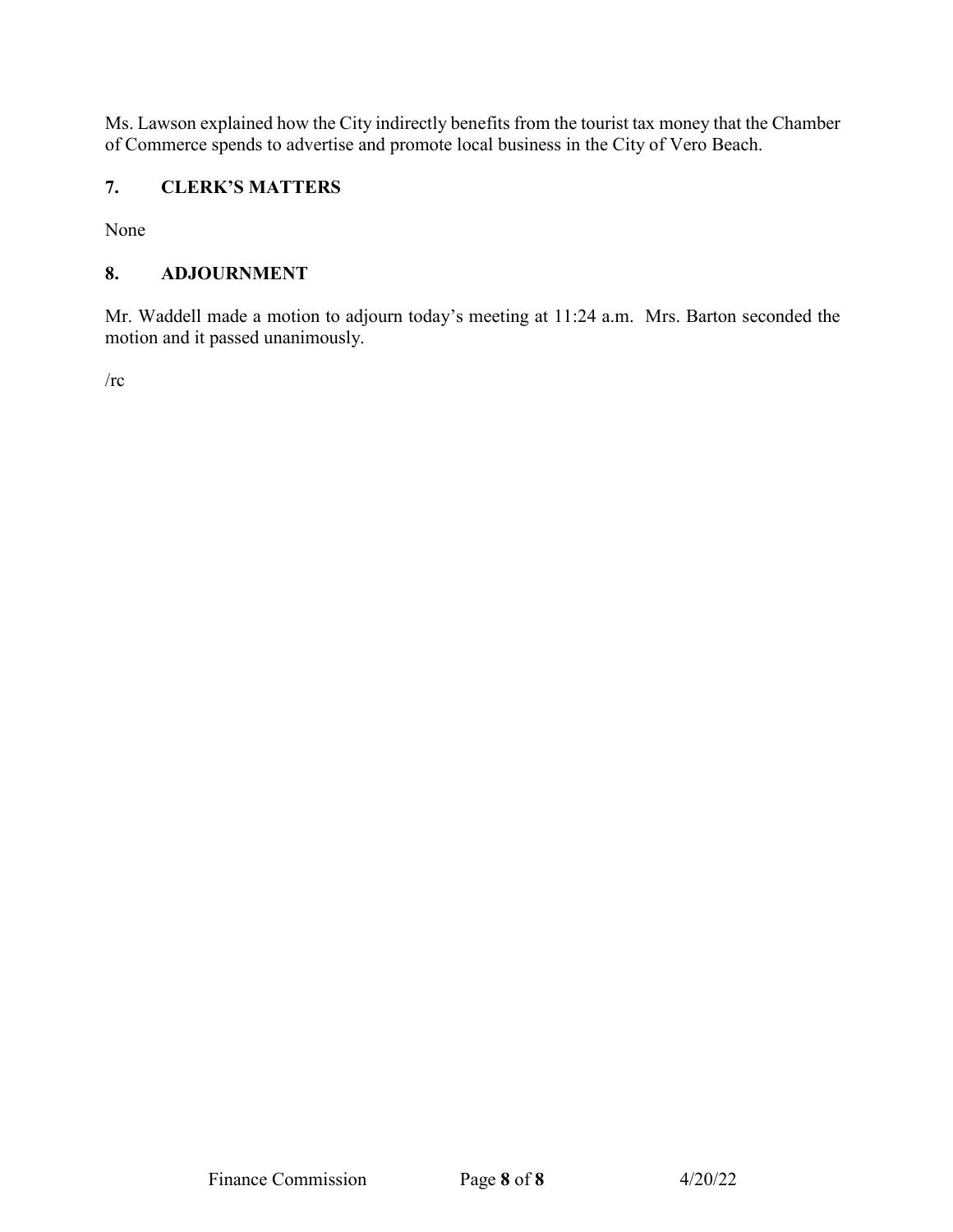Ms. Lawson explained how the City indirectly benefits from the tourist tax money that the Chamber of Commerce spends to advertise and promote local business in the City of Vero Beach.

## 7. CLERK'S MATTERS

None

## 8. ADJOURNMENT

Mr. Waddell made a motion to adjourn today's meeting at 11:24 a.m. Mrs. Barton seconded the motion and it passed unanimously.

/rc